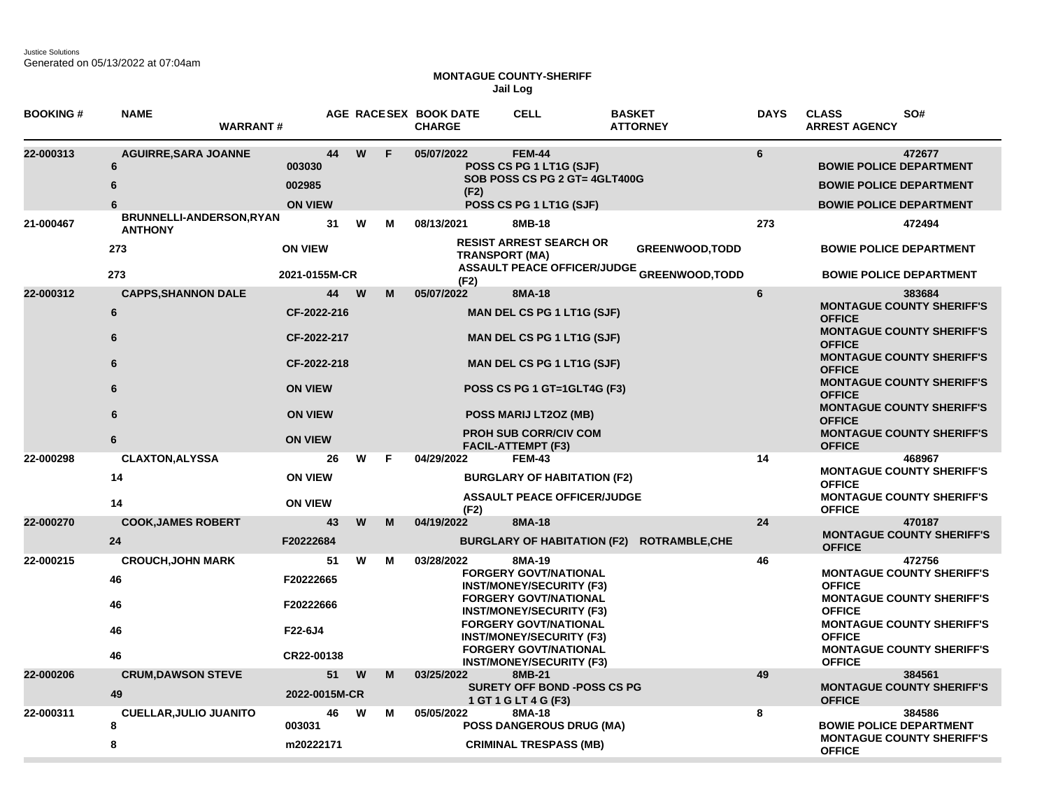Justice Solutions
Generated on 05/13/2022 at 07:04am

**MONTAGUE COUNTY-SHERIFF**
**Jail Log**

| BOOKING # | NAME / DAYS | WARRANT # | AGE | RACE | SEX | BOOK DATE | CELL / CHARGE | BASKET / ATTORNEY | DAYS | CLASS / ARREST AGENCY | SO# |
|---|---|---|---|---|---|---|---|---|---|---|---|
| 22-000313 | AGUIRRE,SARA JOANNE | | 44 | W | F | 05/07/2022 | FEM-44 | | 6 | | 472677 |
| | 6 | 003030 | | | | | POSS CS PG 1 LT1G (SJF) | | | BOWIE POLICE DEPARTMENT | |
| | 6 | 002985 | | | | | SOB POSS CS PG 2 GT= 4GLT400G (F2) | | | BOWIE POLICE DEPARTMENT | |
| | 6 | ON VIEW | | | | | POSS CS PG 1 LT1G (SJF) | | | BOWIE POLICE DEPARTMENT | |
| 21-000467 | BRUNNELLI-ANDERSON,RYAN ANTHONY | | 31 | W | M | 08/13/2021 | 8MB-18 | | 273 | | 472494 |
| | 273 | ON VIEW | | | | | RESIST ARREST SEARCH OR TRANSPORT (MA) | GREENWOOD,TODD | | BOWIE POLICE DEPARTMENT | |
| | 273 | 2021-0155M-CR | | | | | ASSAULT PEACE OFFICER/JUDGE (F2) | GREENWOOD,TODD | | BOWIE POLICE DEPARTMENT | |
| 22-000312 | CAPPS,SHANNON DALE | | 44 | W | M | 05/07/2022 | 8MA-18 | | 6 | | 383684 |
| | 6 | CF-2022-216 | | | | | MAN DEL CS PG 1 LT1G (SJF) | | | MONTAGUE COUNTY SHERIFF'S OFFICE | |
| | 6 | CF-2022-217 | | | | | MAN DEL CS PG 1 LT1G (SJF) | | | MONTAGUE COUNTY SHERIFF'S OFFICE | |
| | 6 | CF-2022-218 | | | | | MAN DEL CS PG 1 LT1G (SJF) | | | MONTAGUE COUNTY SHERIFF'S OFFICE | |
| | 6 | ON VIEW | | | | | POSS CS PG 1 GT=1GLT4G (F3) | | | MONTAGUE COUNTY SHERIFF'S OFFICE | |
| | 6 | ON VIEW | | | | | POSS MARIJ LT2OZ (MB) | | | MONTAGUE COUNTY SHERIFF'S OFFICE | |
| | 6 | ON VIEW | | | | | PROH SUB CORR/CIV COM FACIL-ATTEMPT (F3) | | | MONTAGUE COUNTY SHERIFF'S OFFICE | |
| 22-000298 | CLAXTON,ALYSSA | | 26 | W | F | 04/29/2022 | FEM-43 | | 14 | | 468967 |
| | 14 | ON VIEW | | | | | BURGLARY OF HABITATION (F2) | | | MONTAGUE COUNTY SHERIFF'S OFFICE | |
| | 14 | ON VIEW | | | | | ASSAULT PEACE OFFICER/JUDGE (F2) | | | MONTAGUE COUNTY SHERIFF'S OFFICE | |
| 22-000270 | COOK,JAMES ROBERT | | 43 | W | M | 04/19/2022 | 8MA-18 | | 24 | | 470187 |
| | 24 | F20222684 | | | | | BURGLARY OF HABITATION (F2) | ROTRAMBLE,CHE | | MONTAGUE COUNTY SHERIFF'S OFFICE | |
| 22-000215 | CROUCH,JOHN MARK | | 51 | W | M | 03/28/2022 | 8MA-19 | | 46 | | 472756 |
| | 46 | F20222665 | | | | | FORGERY GOVT/NATIONAL INST/MONEY/SECURITY (F3) | | | MONTAGUE COUNTY SHERIFF'S OFFICE | |
| | 46 | F20222666 | | | | | FORGERY GOVT/NATIONAL INST/MONEY/SECURITY (F3) | | | MONTAGUE COUNTY SHERIFF'S OFFICE | |
| | 46 | F22-6J4 | | | | | FORGERY GOVT/NATIONAL INST/MONEY/SECURITY (F3) | | | MONTAGUE COUNTY SHERIFF'S OFFICE | |
| | 46 | CR22-00138 | | | | | FORGERY GOVT/NATIONAL INST/MONEY/SECURITY (F3) | | | MONTAGUE COUNTY SHERIFF'S OFFICE | |
| 22-000206 | CRUM,DAWSON STEVE | | 51 | W | M | 03/25/2022 | 8MB-21 | | 49 | | 384561 |
| | 49 | 2022-0015M-CR | | | | | SURETY OFF BOND -POSS CS PG 1 GT 1 G LT 4 G (F3) | | | MONTAGUE COUNTY SHERIFF'S OFFICE | |
| 22-000311 | CUELLAR,JULIO JUANITO | | 46 | W | M | 05/05/2022 | 8MA-18 | | 8 | | 384586 |
| | 8 | 003031 | | | | | POSS DANGEROUS DRUG (MA) | | | BOWIE POLICE DEPARTMENT | |
| | 8 | m20222171 | | | | | CRIMINAL TRESPASS (MB) | | | MONTAGUE COUNTY SHERIFF'S OFFICE | |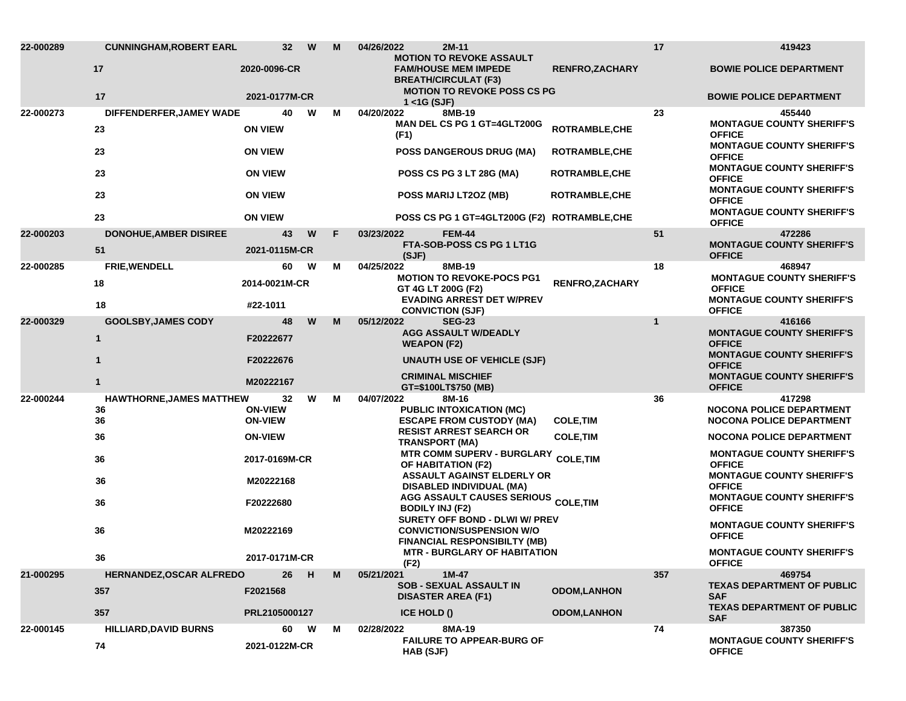| | | | | | | | | | |
|---|---|---|---|---|---|---|---|---|---|
| 22-000289 | CUNNINGHAM,ROBERT EARL | 32 | W | M | 04/26/2022 | 2M-11 | | 17 | 419423 |
| | 17 | 2020-0096-CR | | | | MOTION TO REVOKE ASSAULT FAM/HOUSE MEM IMPEDE BREATH/CIRCULAT (F3) | RENFRO,ZACHARY | | BOWIE POLICE DEPARTMENT |
| | 17 | 2021-0177M-CR | | | | MOTION TO REVOKE POSS CS PG 1 <1G (SJF) | | | BOWIE POLICE DEPARTMENT |
| 22-000273 | DIFFENDERFER,JAMEY WADE | 40 | W | M | 04/20/2022 | 8MB-19 | | 23 | 455440 |
| | 23 | ON VIEW | | | | MAN DEL CS PG 1 GT=4GLT200G (F1) | ROTRAMBLE,CHE | | MONTAGUE COUNTY SHERIFF'S OFFICE |
| | 23 | ON VIEW | | | | POSS DANGEROUS DRUG (MA) | ROTRAMBLE,CHE | | MONTAGUE COUNTY SHERIFF'S OFFICE |
| | 23 | ON VIEW | | | | POSS CS PG 3 LT 28G (MA) | ROTRAMBLE,CHE | | MONTAGUE COUNTY SHERIFF'S OFFICE |
| | 23 | ON VIEW | | | | POSS MARIJ LT2OZ (MB) | ROTRAMBLE,CHE | | MONTAGUE COUNTY SHERIFF'S OFFICE |
| | 23 | ON VIEW | | | | POSS CS PG 1 GT=4GLT200G (F2) | ROTRAMBLE,CHE | | MONTAGUE COUNTY SHERIFF'S OFFICE |
| 22-000203 | DONOHUE,AMBER DISIREE | 43 | W | F | 03/23/2022 | FEM-44 | | 51 | 472286 |
| | 51 | 2021-0115M-CR | | | | FTA-SOB-POSS CS PG 1 LT1G (SJF) | | | MONTAGUE COUNTY SHERIFF'S OFFICE |
| 22-000285 | FRIE,WENDELL | 60 | W | M | 04/25/2022 | 8MB-19 | | 18 | 468947 |
| | 18 | 2014-0021M-CR | | | | MOTION TO REVOKE-POCS PG1 GT 4G LT 200G (F2) | RENFRO,ZACHARY | | MONTAGUE COUNTY SHERIFF'S OFFICE |
| | 18 | #22-1011 | | | | EVADING ARREST DET W/PREV CONVICTION (SJF) | | | MONTAGUE COUNTY SHERIFF'S OFFICE |
| 22-000329 | GOOLSBY,JAMES CODY | 48 | W | M | 05/12/2022 | SEG-23 | | 1 | 416166 |
| | 1 | F20222677 | | | | AGG ASSAULT W/DEADLY WEAPON (F2) | | | MONTAGUE COUNTY SHERIFF'S OFFICE |
| | 1 | F20222676 | | | | UNAUTH USE OF VEHICLE (SJF) | | | MONTAGUE COUNTY SHERIFF'S OFFICE |
| | 1 | M20222167 | | | | CRIMINAL MISCHIEF GT=$100LT$750 (MB) | | | MONTAGUE COUNTY SHERIFF'S OFFICE |
| 22-000244 | HAWTHORNE,JAMES MATTHEW | 32 | W | M | 04/07/2022 | 8M-16 | | 36 | 417298 |
| | 36 | ON-VIEW | | | | PUBLIC INTOXICATION (MC) | | | NOCONA POLICE DEPARTMENT |
| | 36 | ON-VIEW | | | | ESCAPE FROM CUSTODY (MA) | COLE,TIM | | NOCONA POLICE DEPARTMENT |
| | 36 | ON-VIEW | | | | RESIST ARREST SEARCH OR TRANSPORT (MA) | COLE,TIM | | NOCONA POLICE DEPARTMENT |
| | 36 | 2017-0169M-CR | | | | MTR COMM SUPERV - BURGLARY OF HABITATION (F2) | COLE,TIM | | MONTAGUE COUNTY SHERIFF'S OFFICE |
| | 36 | M20222168 | | | | ASSAULT AGAINST ELDERLY OR DISABLED INDIVIDUAL (MA) | | | MONTAGUE COUNTY SHERIFF'S OFFICE |
| | 36 | F20222680 | | | | AGG ASSAULT CAUSES SERIOUS BODILY INJ (F2) | COLE,TIM | | MONTAGUE COUNTY SHERIFF'S OFFICE |
| | 36 | M20222169 | | | | SURETY OFF BOND - DLWI W/ PREV CONVICTION/SUSPENSION W/O FINANCIAL RESPONSIBILTY (MB) | | | MONTAGUE COUNTY SHERIFF'S OFFICE |
| | 36 | 2017-0171M-CR | | | | MTR - BURGLARY OF HABITATION (F2) | | | MONTAGUE COUNTY SHERIFF'S OFFICE |
| 21-000295 | HERNANDEZ,OSCAR ALFREDO | 26 | H | M | 05/21/2021 | 1M-47 | | 357 | 469754 |
| | 357 | F2021568 | | | | SOB - SEXUAL ASSAULT IN DISASTER AREA (F1) | ODOM,LANHON | | TEXAS DEPARTMENT OF PUBLIC SAF |
| | 357 | PRL2105000127 | | | | ICE HOLD () | ODOM,LANHON | | TEXAS DEPARTMENT OF PUBLIC SAF |
| 22-000145 | HILLIARD,DAVID BURNS | 60 | W | M | 02/28/2022 | 8MA-19 | | 74 | 387350 |
| | 74 | 2021-0122M-CR | | | | FAILURE TO APPEAR-BURG OF HAB (SJF) | | | MONTAGUE COUNTY SHERIFF'S OFFICE |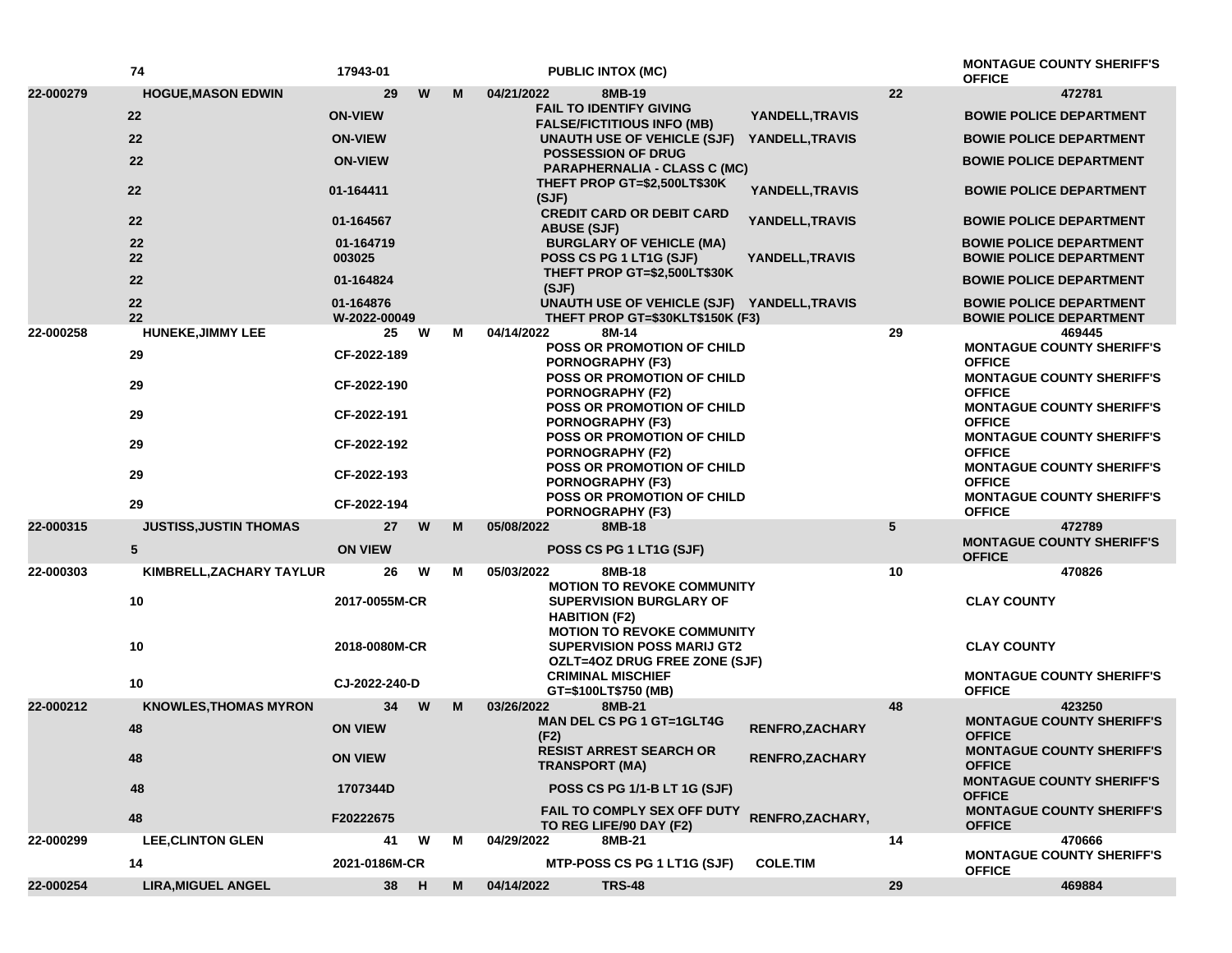| | | | | | | | | | |
|---|---|---|---|---|---|---|---|---|---|
| | 74 | 17943-01 | | | | PUBLIC INTOX (MC) | | | MONTAGUE COUNTY SHERIFF'S OFFICE |
| 22-000279 | HOGUE,MASON EDWIN | 29 | W | M | 04/21/2022 | 8MB-19 | | 22 | 472781 |
| | 22 | ON-VIEW | | | | FAIL TO IDENTIFY GIVING FALSE/FICTITIOUS INFO (MB) | YANDELL,TRAVIS | | BOWIE POLICE DEPARTMENT |
| | 22 | ON-VIEW | | | | UNAUTH USE OF VEHICLE (SJF) | YANDELL,TRAVIS | | BOWIE POLICE DEPARTMENT |
| | 22 | ON-VIEW | | | | POSSESSION OF DRUG PARAPHERNALIA - CLASS C (MC) | | | BOWIE POLICE DEPARTMENT |
| | 22 | 01-164411 | | | | THEFT PROP GT=$2,500LT$30K (SJF) | YANDELL,TRAVIS | | BOWIE POLICE DEPARTMENT |
| | 22 | 01-164567 | | | | CREDIT CARD OR DEBIT CARD ABUSE (SJF) | YANDELL,TRAVIS | | BOWIE POLICE DEPARTMENT |
| | 22 | 01-164719 | | | | BURGLARY OF VEHICLE (MA) | | | BOWIE POLICE DEPARTMENT |
| | 22 | 003025 | | | | POSS CS PG 1 LT1G (SJF) | YANDELL,TRAVIS | | BOWIE POLICE DEPARTMENT |
| | 22 | 01-164824 | | | | THEFT PROP GT=$2,500LT$30K (SJF) | | | BOWIE POLICE DEPARTMENT |
| | 22 | 01-164876 | | | | UNAUTH USE OF VEHICLE (SJF) | YANDELL,TRAVIS | | BOWIE POLICE DEPARTMENT |
| | 22 | W-2022-00049 | | | | THEFT PROP GT=$30KLT$150K (F3) | | | BOWIE POLICE DEPARTMENT |
| 22-000258 | HUNEKE,JIMMY LEE | 25 | W | M | 04/14/2022 | 8M-14 | | 29 | 469445 |
| | 29 | CF-2022-189 | | | | POSS OR PROMOTION OF CHILD PORNOGRAPHY (F3) | | | MONTAGUE COUNTY SHERIFF'S OFFICE |
| | 29 | CF-2022-190 | | | | POSS OR PROMOTION OF CHILD PORNOGRAPHY (F2) | | | MONTAGUE COUNTY SHERIFF'S OFFICE |
| | 29 | CF-2022-191 | | | | POSS OR PROMOTION OF CHILD PORNOGRAPHY (F3) | | | MONTAGUE COUNTY SHERIFF'S OFFICE |
| | 29 | CF-2022-192 | | | | POSS OR PROMOTION OF CHILD PORNOGRAPHY (F2) | | | MONTAGUE COUNTY SHERIFF'S OFFICE |
| | 29 | CF-2022-193 | | | | POSS OR PROMOTION OF CHILD PORNOGRAPHY (F3) | | | MONTAGUE COUNTY SHERIFF'S OFFICE |
| | 29 | CF-2022-194 | | | | POSS OR PROMOTION OF CHILD PORNOGRAPHY (F3) | | | MONTAGUE COUNTY SHERIFF'S OFFICE |
| 22-000315 | JUSTISS,JUSTIN THOMAS | 27 | W | M | 05/08/2022 | 8MB-18 | | 5 | 472789 |
| | 5 | ON VIEW | | | | POSS CS PG 1 LT1G (SJF) | | | MONTAGUE COUNTY SHERIFF'S OFFICE |
| 22-000303 | KIMBRELL,ZACHARY TAYLUR | 26 | W | M | 05/03/2022 | 8MB-18 | | 10 | 470826 |
| | 10 | 2017-0055M-CR | | | | MOTION TO REVOKE COMMUNITY SUPERVISION BURGLARY OF HABITION (F2) | | | CLAY COUNTY |
| | 10 | 2018-0080M-CR | | | | MOTION TO REVOKE COMMUNITY SUPERVISION POSS MARIJ GT2 OZLT=4OZ DRUG FREE ZONE (SJF) | | | CLAY COUNTY |
| | 10 | CJ-2022-240-D | | | | CRIMINAL MISCHIEF GT=$100LT$750 (MB) | | | MONTAGUE COUNTY SHERIFF'S OFFICE |
| 22-000212 | KNOWLES,THOMAS MYRON | 34 | W | M | 03/26/2022 | 8MB-21 | | 48 | 423250 |
| | 48 | ON VIEW | | | | MAN DEL CS PG 1 GT=1GLT4G (F2) | RENFRO,ZACHARY | | MONTAGUE COUNTY SHERIFF'S OFFICE |
| | 48 | ON VIEW | | | | RESIST ARREST SEARCH OR TRANSPORT (MA) | RENFRO,ZACHARY | | MONTAGUE COUNTY SHERIFF'S OFFICE |
| | 48 | 1707344D | | | | POSS CS PG 1/1-B LT 1G (SJF) | | | MONTAGUE COUNTY SHERIFF'S OFFICE |
| | 48 | F20222675 | | | | FAIL TO COMPLY SEX OFF DUTY TO REG LIFE/90 DAY (F2) | RENFRO,ZACHARY, | | MONTAGUE COUNTY SHERIFF'S OFFICE |
| 22-000299 | LEE,CLINTON GLEN | 41 | W | M | 04/29/2022 | 8MB-21 | | 14 | 470666 |
| | 14 | 2021-0186M-CR | | | | MTP-POSS CS PG 1 LT1G (SJF) | COLE.TIM | | MONTAGUE COUNTY SHERIFF'S OFFICE |
| 22-000254 | LIRA,MIGUEL ANGEL | 38 | H | M | 04/14/2022 | TRS-48 | | 29 | 469884 |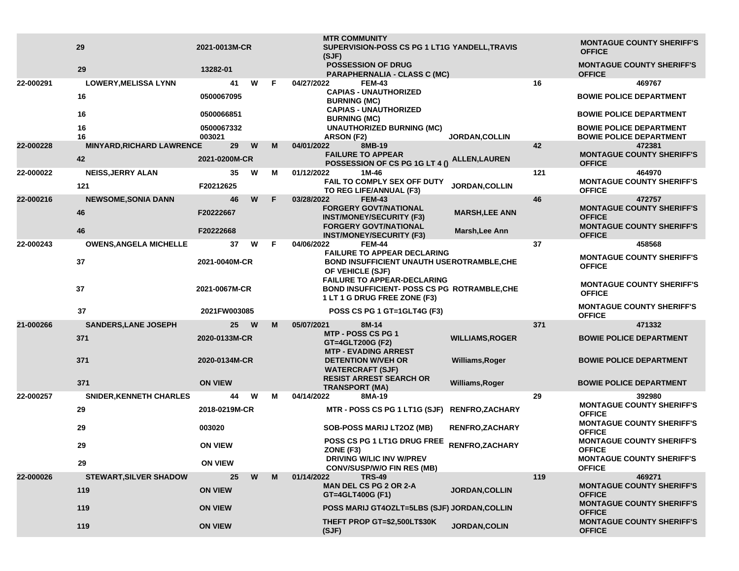| | | | | | | | | | |
|---|---|---|---|---|---|---|---|---|---|
| | 29 | 2021-0013M-CR | | | | MTR COMMUNITY SUPERVISION-POSS CS PG 1 LT1G (SJF) | YANDELL,TRAVIS | | MONTAGUE COUNTY SHERIFF'S OFFICE |
| | 29 | 13282-01 | | | | POSSESSION OF DRUG PARAPHERNALIA - CLASS C (MC) | | | MONTAGUE COUNTY SHERIFF'S OFFICE |
| 22-000291 | LOWERY,MELISSA LYNN | 41 | W | F | 04/27/2022 | FEM-43 | | 16 | 469767 |
| | 16 | 0500067095 | | | | CAPIAS - UNAUTHORIZED BURNING (MC) | | | BOWIE POLICE DEPARTMENT |
| | 16 | 0500066851 | | | | CAPIAS - UNAUTHORIZED BURNING (MC) | | | BOWIE POLICE DEPARTMENT |
| | 16 | 0500067332 | | | | UNAUTHORIZED BURNING (MC) | | | BOWIE POLICE DEPARTMENT |
| | 16 | 003021 | | | | ARSON (F2) | JORDAN,COLLIN | | BOWIE POLICE DEPARTMENT |
| 22-000228 | MINYARD,RICHARD LAWRENCE | 29 | W | M | 04/01/2022 | 8MB-19 | | 42 | 472381 |
| | 42 | 2021-0200M-CR | | | | FAILURE TO APPEAR POSSESSION OF CS PG 1G LT 4 () | ALLEN,LAUREN | | MONTAGUE COUNTY SHERIFF'S OFFICE |
| 22-000022 | NEISS,JERRY ALAN | 35 | W | M | 01/12/2022 | 1M-46 | | 121 | 464970 |
| | 121 | F20212625 | | | | FAIL TO COMPLY SEX OFF DUTY TO REG LIFE/ANNUAL (F3) | JORDAN,COLLIN | | MONTAGUE COUNTY SHERIFF'S OFFICE |
| 22-000216 | NEWSOME,SONIA DANN | 46 | W | F | 03/28/2022 | FEM-43 | | 46 | 472757 |
| | 46 | F20222667 | | | | FORGERY GOVT/NATIONAL INST/MONEY/SECURITY (F3) | MARSH,LEE ANN | | MONTAGUE COUNTY SHERIFF'S OFFICE |
| | 46 | F20222668 | | | | FORGERY GOVT/NATIONAL INST/MONEY/SECURITY (F3) | Marsh,Lee Ann | | MONTAGUE COUNTY SHERIFF'S OFFICE |
| 22-000243 | OWENS,ANGELA MICHELLE | 37 | W | F | 04/06/2022 | FEM-44 | | 37 | 458568 |
| | 37 | 2021-0040M-CR | | | | FAILURE TO APPEAR DECLARING BOND INSUFFICIENT UNAUTH USE OF VEHICLE (SJF) | ROTRAMBLE,CHE | | MONTAGUE COUNTY SHERIFF'S OFFICE |
| | 37 | 2021-0067M-CR | | | | FAILURE TO APPEAR-DECLARING BOND INSUFFICIENT- POSS CS PG 1 LT 1 G DRUG FREE ZONE (F3) | ROTRAMBLE,CHE | | MONTAGUE COUNTY SHERIFF'S OFFICE |
| | 37 | 2021FW003085 | | | | POSS CS PG 1 GT=1GLT4G (F3) | | | MONTAGUE COUNTY SHERIFF'S OFFICE |
| 21-000266 | SANDERS,LANE JOSEPH | 25 | W | M | 05/07/2021 | 8M-14 | | 371 | 471332 |
| | 371 | 2020-0133M-CR | | | | MTP - POSS CS PG 1 GT=4GLT200G (F2) | WILLIAMS,ROGER | | BOWIE POLICE DEPARTMENT |
| | 371 | 2020-0134M-CR | | | | MTP - EVADING ARREST DETENTION W/VEH OR WATERCRAFT (SJF) | Williams,Roger | | BOWIE POLICE DEPARTMENT |
| | 371 | ON VIEW | | | | RESIST ARREST SEARCH OR TRANSPORT (MA) | Williams,Roger | | BOWIE POLICE DEPARTMENT |
| 22-000257 | SNIDER,KENNETH CHARLES | 44 | W | M | 04/14/2022 | 8MA-19 | | 29 | 392980 |
| | 29 | 2018-0219M-CR | | | | MTR - POSS CS PG 1 LT1G (SJF) | RENFRO,ZACHARY | | MONTAGUE COUNTY SHERIFF'S OFFICE |
| | 29 | 003020 | | | | SOB-POSS MARIJ LT2OZ (MB) | RENFRO,ZACHARY | | MONTAGUE COUNTY SHERIFF'S OFFICE |
| | 29 | ON VIEW | | | | POSS CS PG 1 LT1G DRUG FREE ZONE (F3) | RENFRO,ZACHARY | | MONTAGUE COUNTY SHERIFF'S OFFICE |
| | 29 | ON VIEW | | | | DRIVING W/LIC INV W/PREV CONV/SUSP/W/O FIN RES (MB) | | | MONTAGUE COUNTY SHERIFF'S OFFICE |
| 22-000026 | STEWART,SILVER SHADOW | 25 | W | M | 01/14/2022 | TRS-49 | | 119 | 469271 |
| | 119 | ON VIEW | | | | MAN DEL CS PG 2 OR 2-A GT=4GLT400G (F1) | JORDAN,COLLIN | | MONTAGUE COUNTY SHERIFF'S OFFICE |
| | 119 | ON VIEW | | | | POSS MARIJ GT4OZLT=5LBS (SJF) | JORDAN,COLLIN | | MONTAGUE COUNTY SHERIFF'S OFFICE |
| | 119 | ON VIEW | | | | THEFT PROP GT=$2,500LT$30K (SJF) | JORDAN,COLIN | | MONTAGUE COUNTY SHERIFF'S OFFICE |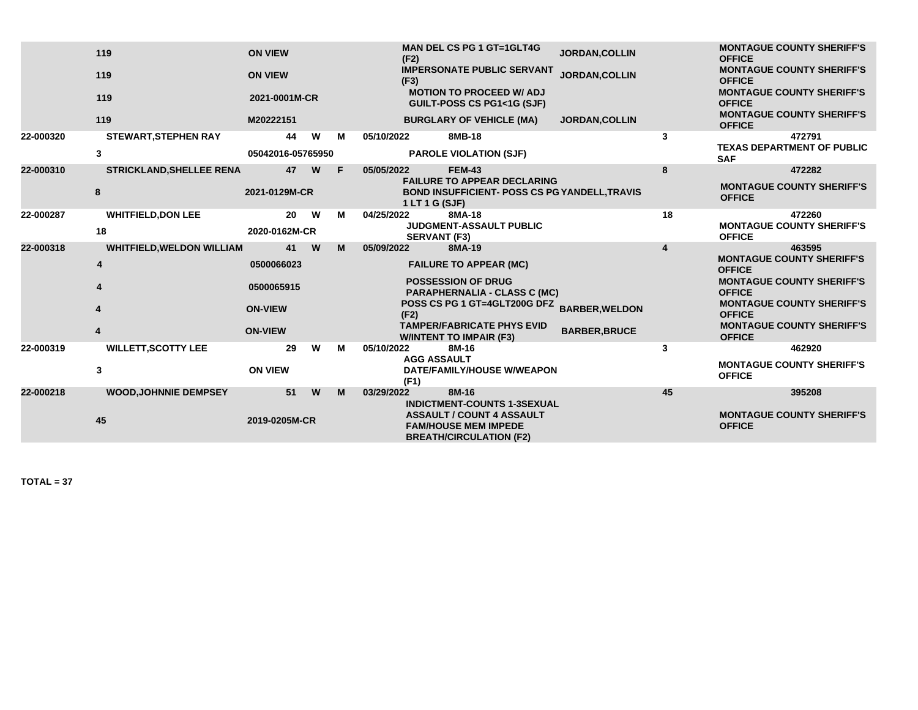| | | | | | | | | | |
|---|---|---|---|---|---|---|---|---|---|
| | 119 | ON VIEW | | | | MAN DEL CS PG 1 GT=1GLT4G (F2) | JORDAN,COLLIN | | MONTAGUE COUNTY SHERIFF'S OFFICE |
| | 119 | ON VIEW | | | | IMPERSONATE PUBLIC SERVANT (F3) | JORDAN,COLLIN | | MONTAGUE COUNTY SHERIFF'S OFFICE |
| | 119 | 2021-0001M-CR | | | | MOTION TO PROCEED W/ ADJ GUILT-POSS CS PG1<1G (SJF) | | | MONTAGUE COUNTY SHERIFF'S OFFICE |
| | 119 | M20222151 | | | | BURGLARY OF VEHICLE (MA) | JORDAN,COLLIN | | MONTAGUE COUNTY SHERIFF'S OFFICE |
| 22-000320 | STEWART,STEPHEN RAY | 44 | W | M | 05/10/2022 | 8MB-18 | | 3 | 472791 |
| | 3 | 05042016-05765950 | | | | PAROLE VIOLATION (SJF) | | | TEXAS DEPARTMENT OF PUBLIC SAF |
| 22-000310 | STRICKLAND,SHELLEE RENA | 47 | W | F | 05/05/2022 | FEM-43 | | 8 | 472282 |
| | 8 | 2021-0129M-CR | | | | FAILURE TO APPEAR DECLARING BOND INSUFFICIENT- POSS CS PG 1 LT 1 G (SJF) | YANDELL,TRAVIS | | MONTAGUE COUNTY SHERIFF'S OFFICE |
| 22-000287 | WHITFIELD,DON LEE | 20 | W | M | 04/25/2022 | 8MA-18 | | 18 | 472260 |
| | 18 | 2020-0162M-CR | | | | JUDGMENT-ASSAULT PUBLIC SERVANT (F3) | | | MONTAGUE COUNTY SHERIFF'S OFFICE |
| 22-000318 | WHITFIELD,WELDON WILLIAM | 41 | W | M | 05/09/2022 | 8MA-19 | | 4 | 463595 |
| | 4 | 0500066023 | | | | FAILURE TO APPEAR (MC) | | | MONTAGUE COUNTY SHERIFF'S OFFICE |
| | 4 | 0500065915 | | | | POSSESSION OF DRUG PARAPHERNALIA - CLASS C (MC) | | | MONTAGUE COUNTY SHERIFF'S OFFICE |
| | 4 | ON-VIEW | | | | POSS CS PG 1 GT=4GLT200G DFZ (F2) | BARBER,WELDON | | MONTAGUE COUNTY SHERIFF'S OFFICE |
| | 4 | ON-VIEW | | | | TAMPER/FABRICATE PHYS EVID W/INTENT TO IMPAIR (F3) | BARBER,BRUCE | | MONTAGUE COUNTY SHERIFF'S OFFICE |
| 22-000319 | WILLETT,SCOTTY LEE | 29 | W | M | 05/10/2022 | 8M-16 | | 3 | 462920 |
| | 3 | ON VIEW | | | | AGG ASSAULT DATE/FAMILY/HOUSE W/WEAPON (F1) | | | MONTAGUE COUNTY SHERIFF'S OFFICE |
| 22-000218 | WOOD,JOHNNIE DEMPSEY | 51 | W | M | 03/29/2022 | 8M-16 | | 45 | 395208 |
| | 45 | 2019-0205M-CR | | | | INDICTMENT-COUNTS 1-3SEXUAL ASSAULT / COUNT 4 ASSAULT FAM/HOUSE MEM IMPEDE BREATH/CIRCULATION (F2) | | | MONTAGUE COUNTY SHERIFF'S OFFICE |

**TOTAL = 37**